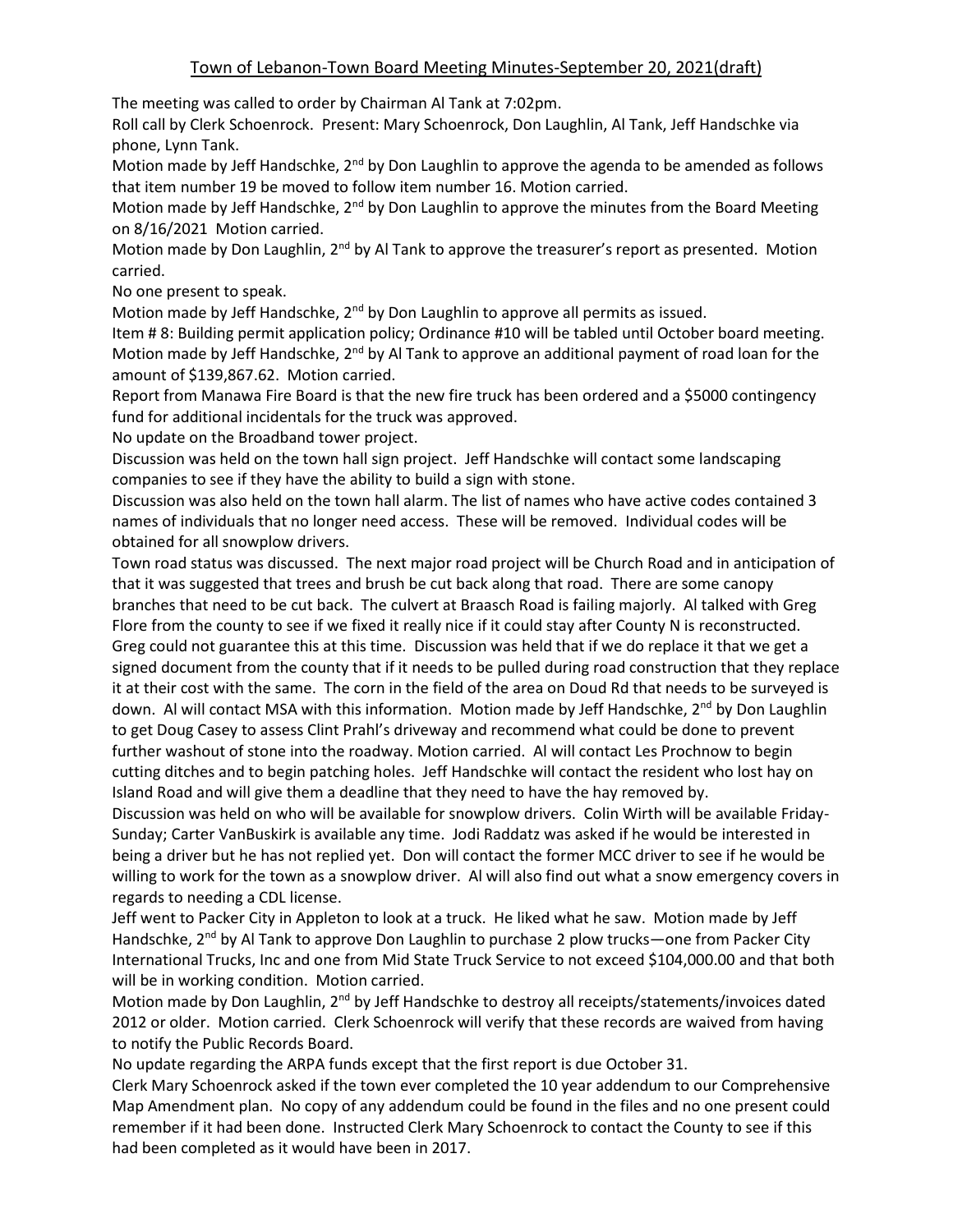# Town of Lebanon-Town Board Meeting Minutes-September 20, 2021(draft)

The meeting was called to order by Chairman Al Tank at 7:02pm.

Roll call by Clerk Schoenrock. Present: Mary Schoenrock, Don Laughlin, Al Tank, Jeff Handschke via phone, Lynn Tank.

Motion made by Jeff Handschke, 2nd by Don Laughlin to approve the agenda to be amended as follows that item number 19 be moved to follow item number 16. Motion carried.

Motion made by Jeff Handschke, 2nd by Don Laughlin to approve the minutes from the Board Meeting on 8/16/2021 Motion carried.

Motion made by Don Laughlin, 2nd by Al Tank to approve the treasurer's report as presented. Motion carried.

No one present to speak.

Motion made by Jeff Handschke, 2nd by Don Laughlin to approve all permits as issued.

Item # 8: Building permit application policy; Ordinance #10 will be tabled until October board meeting.

Motion made by Jeff Handschke, 2nd by Al Tank to approve an additional payment of road loan for the amount of $139,867.62. Motion carried.

Report from Manawa Fire Board is that the new fire truck has been ordered and a $5000 contingency fund for additional incidentals for the truck was approved.

No update on the Broadband tower project.

Discussion was held on the town hall sign project. Jeff Handschke will contact some landscaping companies to see if they have the ability to build a sign with stone.

Discussion was also held on the town hall alarm. The list of names who have active codes contained 3 names of individuals that no longer need access. These will be removed. Individual codes will be obtained for all snowplow drivers.

Town road status was discussed. The next major road project will be Church Road and in anticipation of that it was suggested that trees and brush be cut back along that road. There are some canopy branches that need to be cut back. The culvert at Braasch Road is failing majorly. Al talked with Greg Flore from the county to see if we fixed it really nice if it could stay after County N is reconstructed. Greg could not guarantee this at this time. Discussion was held that if we do replace it that we get a signed document from the county that if it needs to be pulled during road construction that they replace it at their cost with the same. The corn in the field of the area on Doud Rd that needs to be surveyed is down. Al will contact MSA with this information. Motion made by Jeff Handschke, 2nd by Don Laughlin to get Doug Casey to assess Clint Prahl's driveway and recommend what could be done to prevent further washout of stone into the roadway. Motion carried. Al will contact Les Prochnow to begin cutting ditches and to begin patching holes. Jeff Handschke will contact the resident who lost hay on Island Road and will give them a deadline that they need to have the hay removed by.

Discussion was held on who will be available for snowplow drivers. Colin Wirth will be available Friday-Sunday; Carter VanBuskirk is available any time. Jodi Raddatz was asked if he would be interested in being a driver but he has not replied yet. Don will contact the former MCC driver to see if he would be willing to work for the town as a snowplow driver. Al will also find out what a snow emergency covers in regards to needing a CDL license.

Jeff went to Packer City in Appleton to look at a truck. He liked what he saw. Motion made by Jeff Handschke, 2nd by Al Tank to approve Don Laughlin to purchase 2 plow trucks—one from Packer City International Trucks, Inc and one from Mid State Truck Service to not exceed $104,000.00 and that both will be in working condition. Motion carried.

Motion made by Don Laughlin, 2nd by Jeff Handschke to destroy all receipts/statements/invoices dated 2012 or older. Motion carried. Clerk Schoenrock will verify that these records are waived from having to notify the Public Records Board.

No update regarding the ARPA funds except that the first report is due October 31.

Clerk Mary Schoenrock asked if the town ever completed the 10 year addendum to our Comprehensive Map Amendment plan. No copy of any addendum could be found in the files and no one present could remember if it had been done. Instructed Clerk Mary Schoenrock to contact the County to see if this had been completed as it would have been in 2017.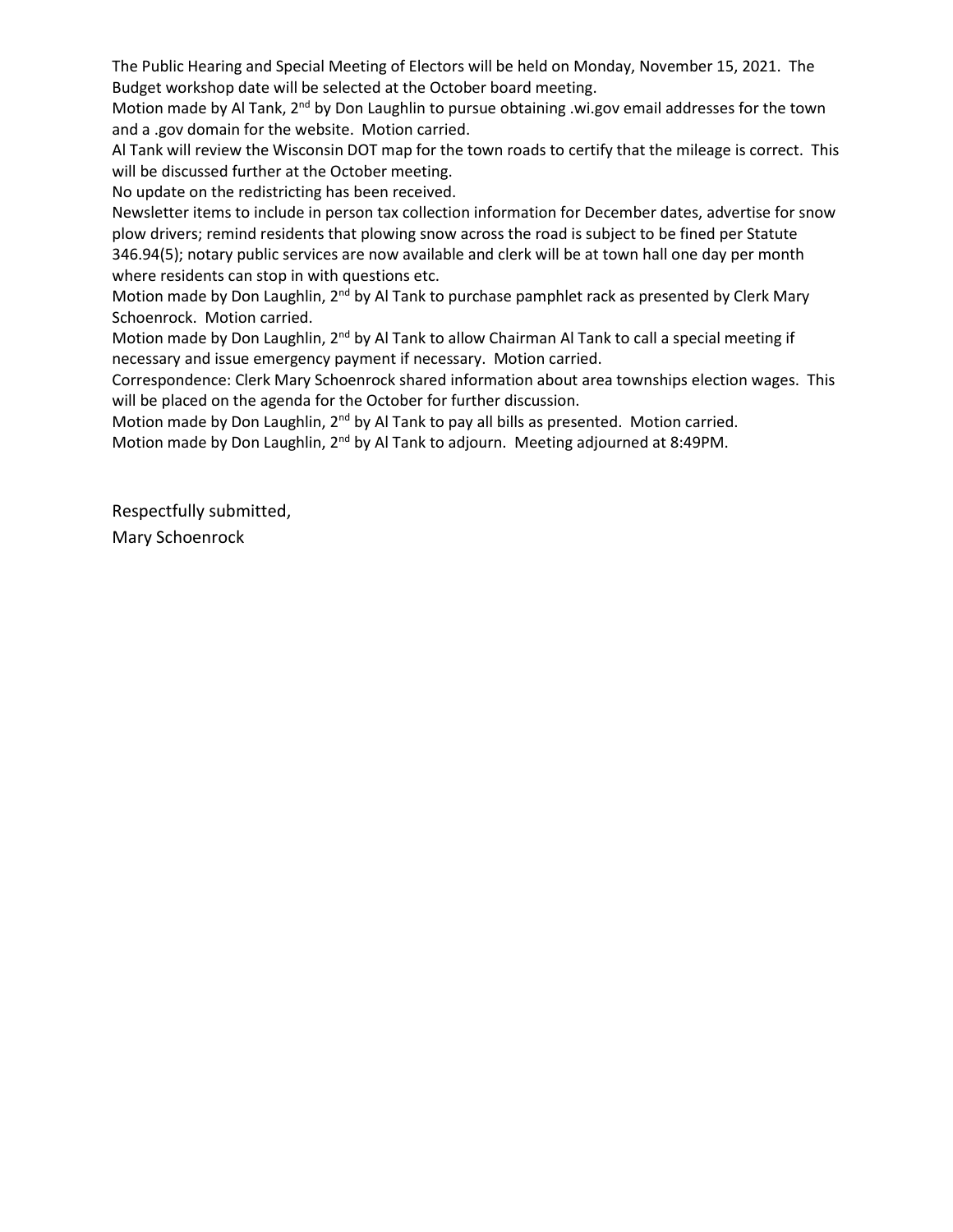The Public Hearing and Special Meeting of Electors will be held on Monday, November 15, 2021. The Budget workshop date will be selected at the October board meeting.

Motion made by Al Tank, 2nd by Don Laughlin to pursue obtaining .wi.gov email addresses for the town and a .gov domain for the website. Motion carried.

Al Tank will review the Wisconsin DOT map for the town roads to certify that the mileage is correct. This will be discussed further at the October meeting.

No update on the redistricting has been received.

Newsletter items to include in person tax collection information for December dates, advertise for snow plow drivers; remind residents that plowing snow across the road is subject to be fined per Statute 346.94(5); notary public services are now available and clerk will be at town hall one day per month where residents can stop in with questions etc.

Motion made by Don Laughlin, 2nd by Al Tank to purchase pamphlet rack as presented by Clerk Mary Schoenrock. Motion carried.

Motion made by Don Laughlin, 2nd by Al Tank to allow Chairman Al Tank to call a special meeting if necessary and issue emergency payment if necessary. Motion carried.

Correspondence: Clerk Mary Schoenrock shared information about area townships election wages. This will be placed on the agenda for the October for further discussion.

Motion made by Don Laughlin, 2nd by Al Tank to pay all bills as presented. Motion carried.

Motion made by Don Laughlin, 2nd by Al Tank to adjourn. Meeting adjourned at 8:49PM.

Respectfully submitted,

Mary Schoenrock